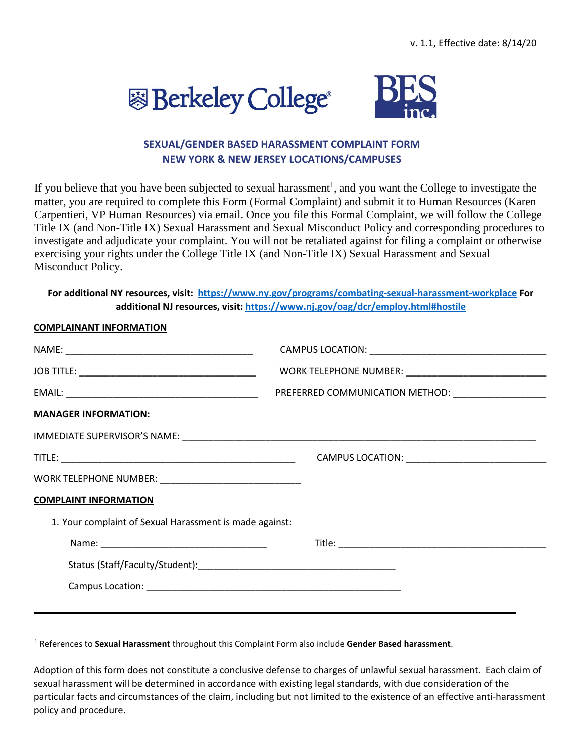v. 1.1, Effective date: 8/14/20

Berkeley College® BES inc.

## SEXUAL/GENDER BASED HARASSMENT COMPLAINT FORM
## NEW YORK & NEW JERSEY LOCATIONS/CAMPUSES

If you believe that you have been subjected to sexual harassment[1], and you want the College to investigate the matter, you are required to complete this Form (Formal Complaint) and submit it to Human Resources (Karen Carpentieri, VP Human Resources) via email. Once you file this Formal Complaint, we will follow the College Title IX (and Non-Title IX) Sexual Harassment and Sexual Misconduct Policy and corresponding procedures to investigate and adjudicate your complaint. You will not be retaliated against for filing a complaint or otherwise exercising your rights under the College Title IX (and Non-Title IX) Sexual Harassment and Sexual Misconduct Policy.

**For additional NY resources, visit: https://www.ny.gov/programs/combating-sexual-harassment-workplace For additional NJ resources, visit: https://www.nj.gov/oag/dcr/employ.html#hostile**

**COMPLAINANT INFORMATION**

NAME: ___________________________________ CAMPUS LOCATION: _________________________________

JOB TITLE: _________________________________ WORK TELEPHONE NUMBER: __________________________

EMAIL: _____________________________________ PREFERRED COMMUNICATION METHOD: _________________

**MANAGER INFORMATION:**

IMMEDIATE SUPERVISOR'S NAME: ___________________________________________________________________

TITLE: _____________________________________________ CAMPUS LOCATION: __________________________

WORK TELEPHONE NUMBER: __________________________

**COMPLAINT INFORMATION**

1. Your complaint of Sexual Harassment is made against:

   Name: _______________________________ Title: ______________________________________

   Status (Staff/Faculty/Student):_____________________________________

   Campus Location: _______________________________________________

---

[1] References to **Sexual Harassment** throughout this Complaint Form also include **Gender Based harassment**.

Adoption of this form does not constitute a conclusive defense to charges of unlawful sexual harassment. Each claim of sexual harassment will be determined in accordance with existing legal standards, with due consideration of the particular facts and circumstances of the claim, including but not limited to the existence of an effective anti-harassment policy and procedure.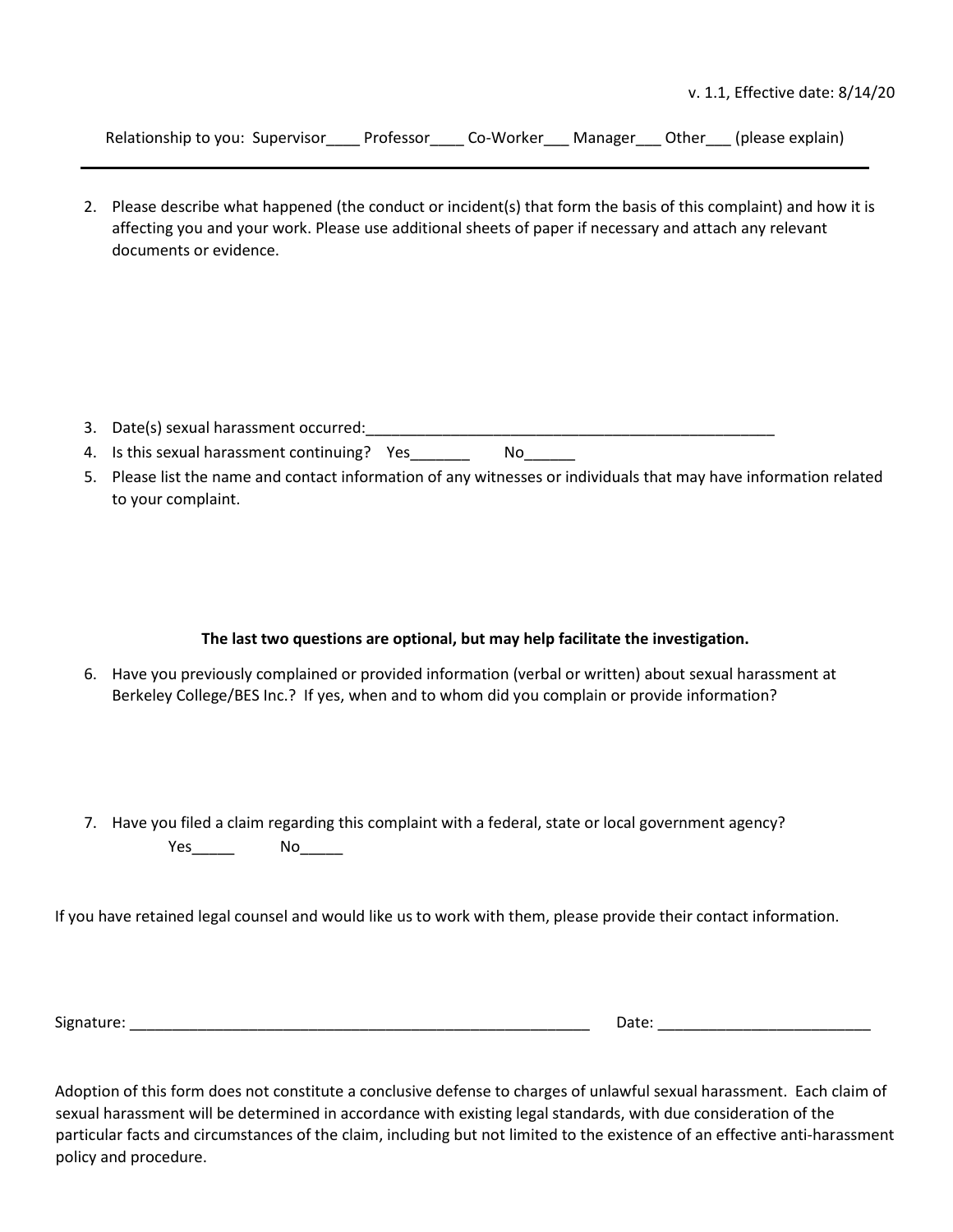v. 1.1, Effective date: 8/14/20

Relationship to you: Supervisor____ Professor____ Co-Worker___ Manager___ Other___ (please explain)

---

2. Please describe what happened (the conduct or incident(s) that form the basis of this complaint) and how it is affecting you and your work. Please use additional sheets of paper if necessary and attach any relevant documents or evidence.

3. Date(s) sexual harassment occurred:_______________________________________________
4. Is this sexual harassment continuing? Yes_______ No______
5. Please list the name and contact information of any witnesses or individuals that may have information related to your complaint.

**The last two questions are optional, but may help facilitate the investigation.**

6. Have you previously complained or provided information (verbal or written) about sexual harassment at Berkeley College/BES Inc.? If yes, when and to whom did you complain or provide information?

7. Have you filed a claim regarding this complaint with a federal, state or local government agency?

   Yes_____ No_____

If you have retained legal counsel and would like us to work with them, please provide their contact information.

Signature: ________________________________________________________ Date: _________________________

Adoption of this form does not constitute a conclusive defense to charges of unlawful sexual harassment. Each claim of sexual harassment will be determined in accordance with existing legal standards, with due consideration of the particular facts and circumstances of the claim, including but not limited to the existence of an effective anti-harassment policy and procedure.